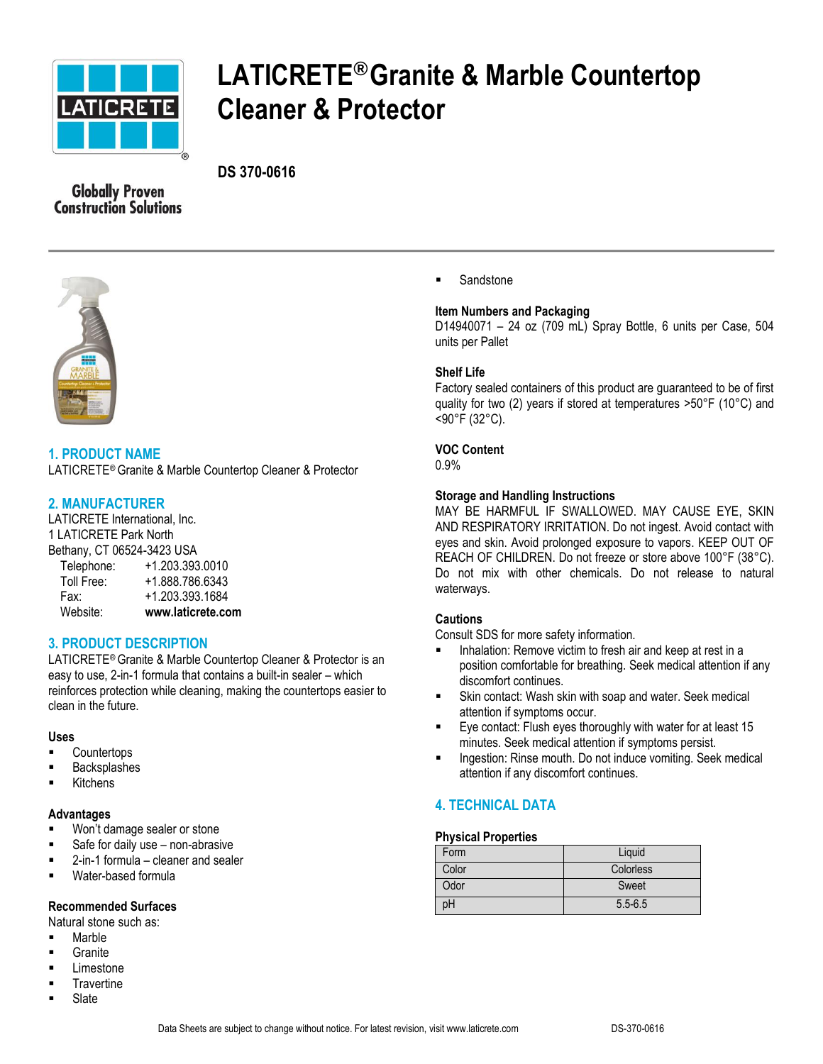# LATICRETE® Granite & Marble Countertop Cleaner & Protector

**DS 370-0616**

Globally Proven Construction Solutions

## 1. PRODUCT NAME

LATICRETE® Granite & Marble Countertop Cleaner & Protector

## 2. MANUFACTURER

LATICRETE International, Inc.
1 LATICRETE Park North
Bethany, CT 06524-3423 USA

Telephone: +1.203.393.0010
Toll Free: +1.888.786.6343
Fax: +1.203.393.1684
Website: **www.laticrete.com**

## 3. PRODUCT DESCRIPTION

LATICRETE® Granite & Marble Countertop Cleaner & Protector is an easy to use, 2-in-1 formula that contains a built-in sealer – which reinforces protection while cleaning, making the countertops easier to clean in the future.

### Uses

- Countertops
- Backsplashes
- Kitchens

### Advantages

- Won't damage sealer or stone
- Safe for daily use – non-abrasive
- 2-in-1 formula – cleaner and sealer
- Water-based formula

### Recommended Surfaces

Natural stone such as:

- Marble
- Granite
- Limestone
- Travertine
- Slate
- Sandstone

### Item Numbers and Packaging

D14940071 – 24 oz (709 mL) Spray Bottle, 6 units per Case, 504 units per Pallet

### Shelf Life

Factory sealed containers of this product are guaranteed to be of first quality for two (2) years if stored at temperatures >50°F (10°C) and <90°F (32°C).

### VOC Content

0.9%

### Storage and Handling Instructions

MAY BE HARMFUL IF SWALLOWED. MAY CAUSE EYE, SKIN AND RESPIRATORY IRRITATION. Do not ingest. Avoid contact with eyes and skin. Avoid prolonged exposure to vapors. KEEP OUT OF REACH OF CHILDREN. Do not freeze or store above 100°F (38°C). Do not mix with other chemicals. Do not release to natural waterways.

### Cautions

Consult SDS for more safety information.

- Inhalation: Remove victim to fresh air and keep at rest in a position comfortable for breathing. Seek medical attention if any discomfort continues.
- Skin contact: Wash skin with soap and water. Seek medical attention if symptoms occur.
- Eye contact: Flush eyes thoroughly with water for at least 15 minutes. Seek medical attention if symptoms persist.
- Ingestion: Rinse mouth. Do not induce vomiting. Seek medical attention if any discomfort continues.

## 4. TECHNICAL DATA

### Physical Properties

| Form | Liquid |
| --- | --- |
| Color | Colorless |
| Odor | Sweet |
| pH | 5.5-6.5 |

Data Sheets are subject to change without notice. For latest revision, visit www.laticrete.com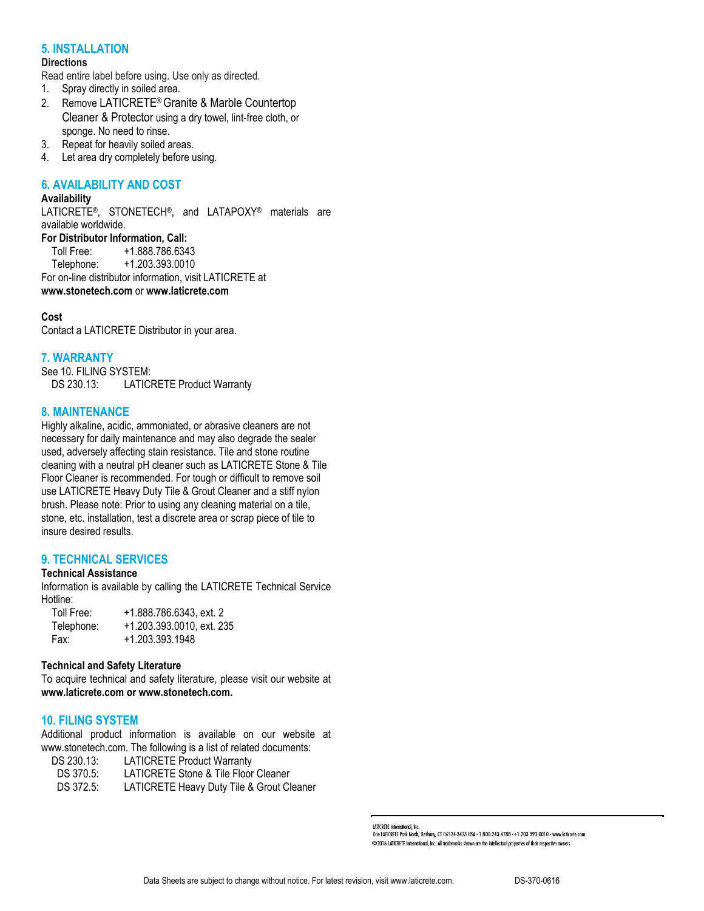## 5. INSTALLATION

**Directions**

Read entire label before using. Use only as directed.

1. Spray directly in soiled area.
2. Remove LATICRETE® Granite & Marble Countertop Cleaner & Protector using a dry towel, lint-free cloth, or sponge. No need to rinse.
3. Repeat for heavily soiled areas.
4. Let area dry completely before using.

## 6. AVAILABILITY AND COST

**Availability**

LATICRETE®, STONETECH®, and LATAPOXY® materials are available worldwide.

**For Distributor Information, Call:**

Toll Free: +1.888.786.6343
Telephone: +1.203.393.0010

For on-line distributor information, visit LATICRETE at **www.stonetech.com** or **www.laticrete.com**

**Cost**

Contact a LATICRETE Distributor in your area.

## 7. WARRANTY

See 10. FILING SYSTEM:
DS 230.13: LATICRETE Product Warranty

## 8. MAINTENANCE

Highly alkaline, acidic, ammoniated, or abrasive cleaners are not necessary for daily maintenance and may also degrade the sealer used, adversely affecting stain resistance. Tile and stone routine cleaning with a neutral pH cleaner such as LATICRETE Stone & Tile Floor Cleaner is recommended. For tough or difficult to remove soil use LATICRETE Heavy Duty Tile & Grout Cleaner and a stiff nylon brush. Please note: Prior to using any cleaning material on a tile, stone, etc. installation, test a discrete area or scrap piece of tile to insure desired results.

## 9. TECHNICAL SERVICES

**Technical Assistance**

Information is available by calling the LATICRETE Technical Service Hotline:

Toll Free: +1.888.786.6343, ext. 2
Telephone: +1.203.393.0010, ext. 235
Fax: +1.203.393.1948

**Technical and Safety Literature**

To acquire technical and safety literature, please visit our website at **www.laticrete.com or www.stonetech.com.**

## 10. FILING SYSTEM

Additional product information is available on our website at www.stonetech.com. The following is a list of related documents:

DS 230.13: LATICRETE Product Warranty
DS 370.5: LATICRETE Stone & Tile Floor Cleaner
DS 372.5: LATICRETE Heavy Duty Tile & Grout Cleaner

LATICRETE International, Inc.
One LATICRETE Park North, Bethany, CT 06524-3423 USA • 1.800.243.4788 • +1.203.393.0010 • www.laticrete.com
©2016 LATICRETE International, Inc. All trademarks shown are the intellectual properties of their respective owners.

Data Sheets are subject to change without notice. For latest revision, visit www.laticrete.com.

DS-370-0616